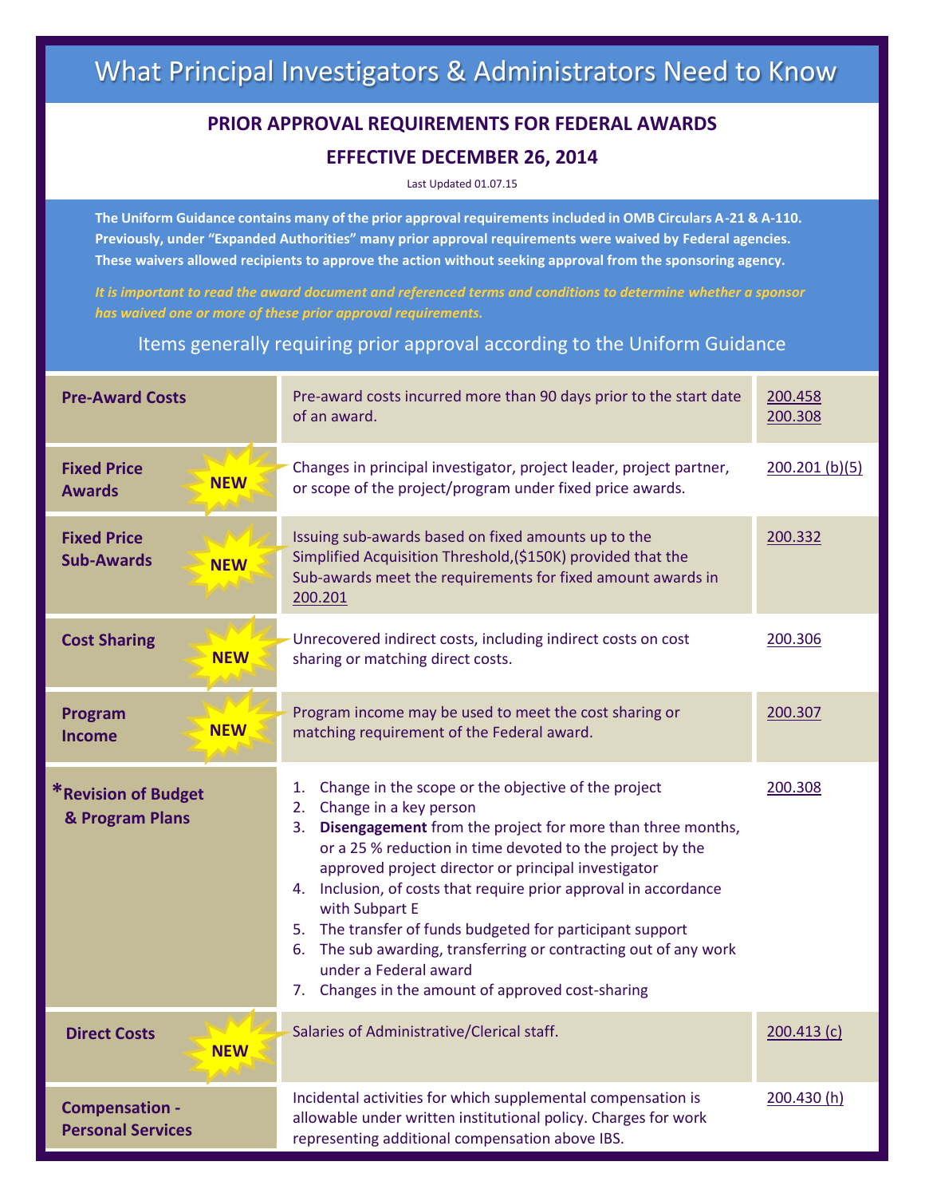# What Principal Investigators & Administrators Need to Know

## PRIOR APPROVAL REQUIREMENTS FOR FEDERAL AWARDS

## EFFECTIVE DECEMBER 26, 2014

Last Updated 01.07.15

**The Uniform Guidance contains many of the prior approval requirements included in OMB Circulars A-21 & A-110. Previously, under "Expanded Authorities" many prior approval requirements were waived by Federal agencies. These waivers allowed recipients to approve the action without seeking approval from the sponsoring agency.**

***It is important to read the award document and referenced terms and conditions to determine whether a sponsor has waived one or more of these prior approval requirements.***

### Items generally requiring prior approval according to the Uniform Guidance

| | | |
|---|---|---|
| **Pre-Award Costs** | Pre-award costs incurred more than 90 days prior to the start date of an award. | 200.458<br>200.308 |
| **Fixed Price Awards** NEW | Changes in principal investigator, project leader, project partner, or scope of the project/program under fixed price awards. | 200.201 (b)(5) |
| **Fixed Price Sub-Awards** NEW | Issuing sub-awards based on fixed amounts up to the Simplified Acquisition Threshold,($150K) provided that the Sub-awards meet the requirements for fixed amount awards in 200.201 | 200.332 |
| **Cost Sharing** NEW | Unrecovered indirect costs, including indirect costs on cost sharing or matching direct costs. | 200.306 |
| **Program Income** NEW | Program income may be used to meet the cost sharing or matching requirement of the Federal award. | 200.307 |
| ***Revision of Budget & Program Plans** | 1. Change in the scope or the objective of the project<br>2. Change in a key person<br>3. **Disengagement** from the project for more than three months, or a 25 % reduction in time devoted to the project by the approved project director or principal investigator<br>4. Inclusion, of costs that require prior approval in accordance with Subpart E<br>5. The transfer of funds budgeted for participant support<br>6. The sub awarding, transferring or contracting out of any work under a Federal award<br>7. Changes in the amount of approved cost-sharing | 200.308 |
| **Direct Costs** NEW | Salaries of Administrative/Clerical staff. | 200.413 (c) |
| **Compensation - Personal Services** | Incidental activities for which supplemental compensation is allowable under written institutional policy. Charges for work representing additional compensation above IBS. | 200.430 (h) |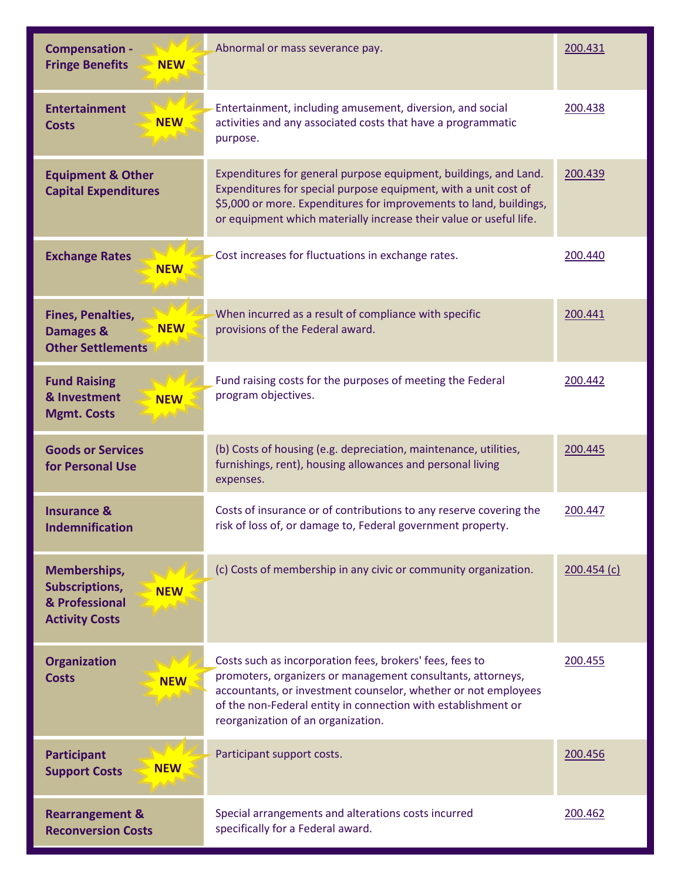| | | |
|---|---|---|
| **Compensation - Fringe Benefits** NEW | Abnormal or mass severance pay. | 200.431 |
| **Entertainment Costs** NEW | Entertainment, including amusement, diversion, and social activities and any associated costs that have a programmatic purpose. | 200.438 |
| **Equipment & Other Capital Expenditures** | Expenditures for general purpose equipment, buildings, and Land. Expenditures for special purpose equipment, with a unit cost of $5,000 or more. Expenditures for improvements to land, buildings, or equipment which materially increase their value or useful life. | 200.439 |
| **Exchange Rates** NEW | Cost increases for fluctuations in exchange rates. | 200.440 |
| **Fines, Penalties, Damages & Other Settlements** NEW | When incurred as a result of compliance with specific provisions of the Federal award. | 200.441 |
| **Fund Raising & Investment Mgmt. Costs** NEW | Fund raising costs for the purposes of meeting the Federal program objectives. | 200.442 |
| **Goods or Services for Personal Use** | (b) Costs of housing (e.g. depreciation, maintenance, utilities, furnishings, rent), housing allowances and personal living expenses. | 200.445 |
| **Insurance & Indemnification** | Costs of insurance or of contributions to any reserve covering the risk of loss of, or damage to, Federal government property. | 200.447 |
| **Memberships, Subscriptions, & Professional Activity Costs** NEW | (c) Costs of membership in any civic or community organization. | 200.454 (c) |
| **Organization Costs** NEW | Costs such as incorporation fees, brokers' fees, fees to promoters, organizers or management consultants, attorneys, accountants, or investment counselor, whether or not employees of the non-Federal entity in connection with establishment or reorganization of an organization. | 200.455 |
| **Participant Support Costs** NEW | Participant support costs. | 200.456 |
| **Rearrangement & Reconversion Costs** | Special arrangements and alterations costs incurred specifically for a Federal award. | 200.462 |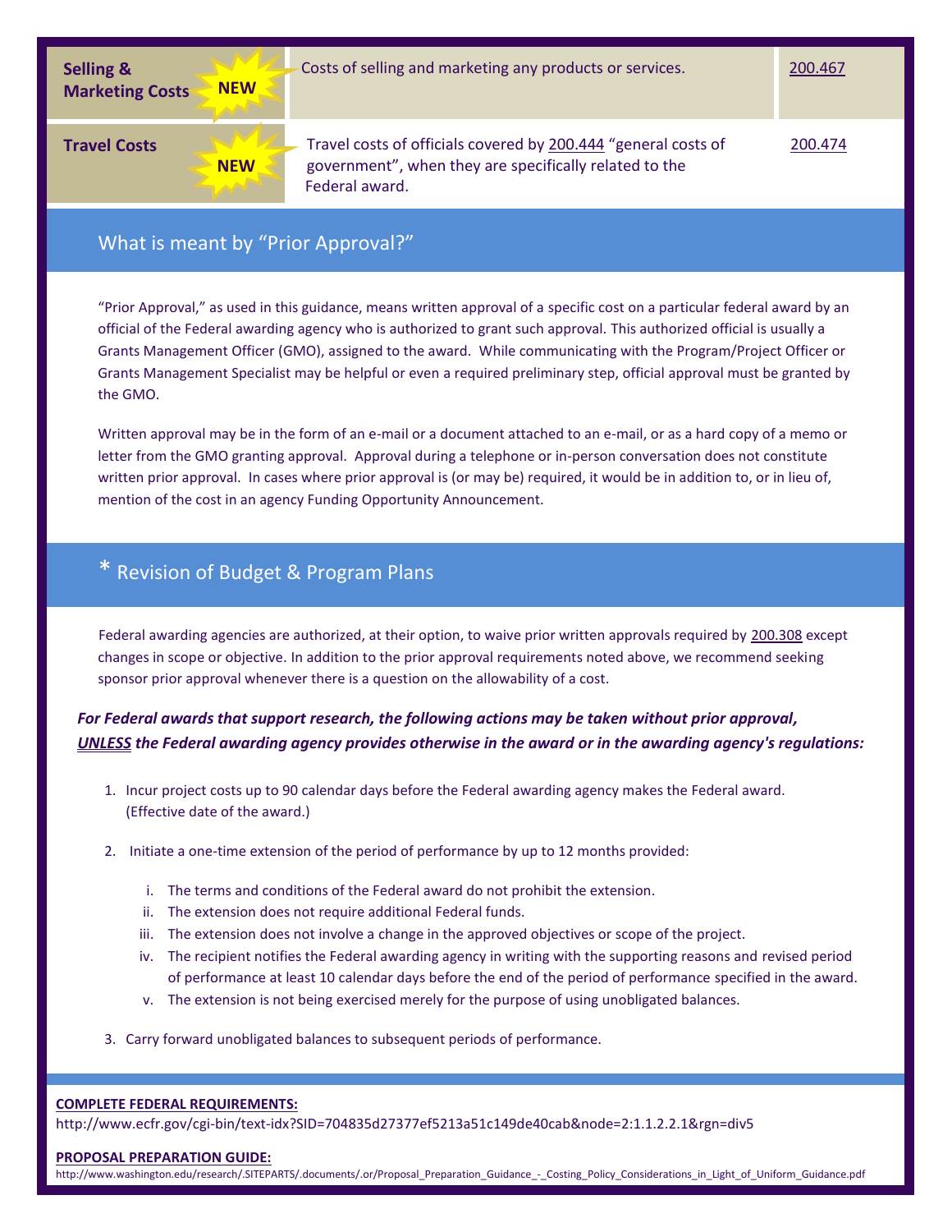| | | |
|---|---|---|
| **Selling & Marketing Costs** NEW | Costs of selling and marketing any products or services. | 200.467 |
| **Travel Costs** NEW | Travel costs of officials covered by 200.444 "general costs of government", when they are specifically related to the Federal award. | 200.474 |

## What is meant by "Prior Approval?"

"Prior Approval," as used in this guidance, means written approval of a specific cost on a particular federal award by an official of the Federal awarding agency who is authorized to grant such approval. This authorized official is usually a Grants Management Officer (GMO), assigned to the award. While communicating with the Program/Project Officer or Grants Management Specialist may be helpful or even a required preliminary step, official approval must be granted by the GMO.

Written approval may be in the form of an e-mail or a document attached to an e-mail, or as a hard copy of a memo or letter from the GMO granting approval. Approval during a telephone or in-person conversation does not constitute written prior approval. In cases where prior approval is (or may be) required, it would be in addition to, or in lieu of, mention of the cost in an agency Funding Opportunity Announcement.

## * Revision of Budget & Program Plans

Federal awarding agencies are authorized, at their option, to waive prior written approvals required by 200.308 except changes in scope or objective. In addition to the prior approval requirements noted above, we recommend seeking sponsor prior approval whenever there is a question on the allowability of a cost.

***For Federal awards that support research, the following actions may be taken without prior approval, UNLESS the Federal awarding agency provides otherwise in the award or in the awarding agency's regulations:***

1. Incur project costs up to 90 calendar days before the Federal awarding agency makes the Federal award. (Effective date of the award.)
2. Initiate a one-time extension of the period of performance by up to 12 months provided:
   i. The terms and conditions of the Federal award do not prohibit the extension.
   ii. The extension does not require additional Federal funds.
   iii. The extension does not involve a change in the approved objectives or scope of the project.
   iv. The recipient notifies the Federal awarding agency in writing with the supporting reasons and revised period of performance at least 10 calendar days before the end of the period of performance specified in the award.
   v. The extension is not being exercised merely for the purpose of using unobligated balances.
3. Carry forward unobligated balances to subsequent periods of performance.

**COMPLETE FEDERAL REQUIREMENTS:**
http://www.ecfr.gov/cgi-bin/text-idx?SID=704835d27377ef5213a51c149de40cab&node=2:1.1.2.2.1&rgn=div5

**PROPOSAL PREPARATION GUIDE:**
http://www.washington.edu/research/.SITEPARTS/.documents/.or/Proposal_Preparation_Guidance_-_Costing_Policy_Considerations_in_Light_of_Uniform_Guidance.pdf